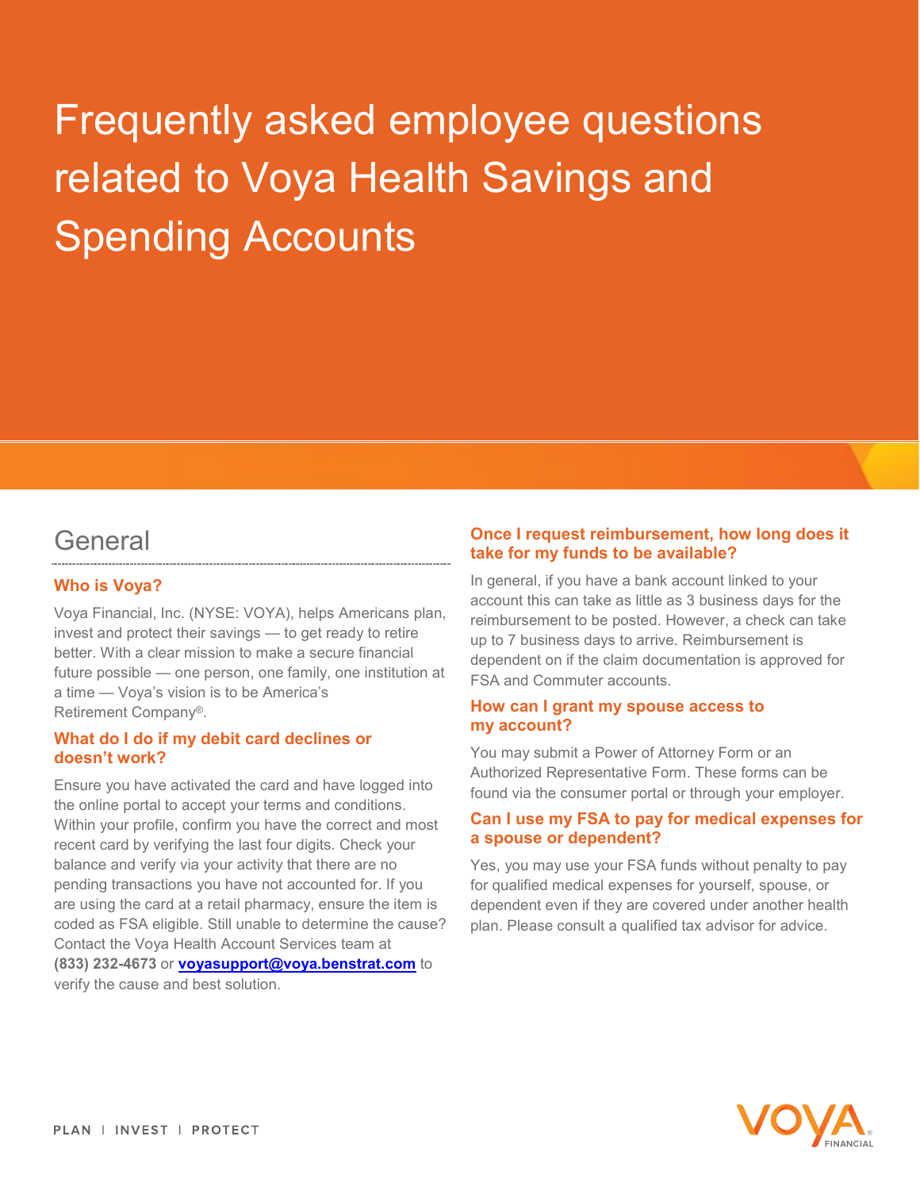# Frequently asked employee questions related to Voya Health Savings and Spending Accounts

## General

### Who is Voya?

Voya Financial, Inc. (NYSE: VOYA), helps Americans plan, invest and protect their savings — to get ready to retire better. With a clear mission to make a secure financial future possible — one person, one family, one institution at a time — Voya's vision is to be America's Retirement Company®.

### What do I do if my debit card declines or doesn't work?

Ensure you have activated the card and have logged into the online portal to accept your terms and conditions. Within your profile, confirm you have the correct and most recent card by verifying the last four digits. Check your balance and verify via your activity that there are no pending transactions you have not accounted for. If you are using the card at a retail pharmacy, ensure the item is coded as FSA eligible. Still unable to determine the cause? Contact the Voya Health Account Services team at **(833) 232-4673** or **voyasupport@voya.benstrat.com** to verify the cause and best solution.

### Once I request reimbursement, how long does it take for my funds to be available?

In general, if you have a bank account linked to your account this can take as little as 3 business days for the reimbursement to be posted. However, a check can take up to 7 business days to arrive. Reimbursement is dependent on if the claim documentation is approved for FSA and Commuter accounts.

### How can I grant my spouse access to my account?

You may submit a Power of Attorney Form or an Authorized Representative Form. These forms can be found via the consumer portal or through your employer.

### Can I use my FSA to pay for medical expenses for a spouse or dependent?

Yes, you may use your FSA funds without penalty to pay for qualified medical expenses for yourself, spouse, or dependent even if they are covered under another health plan. Please consult a qualified tax advisor for advice.

PLAN | INVEST | PROTECT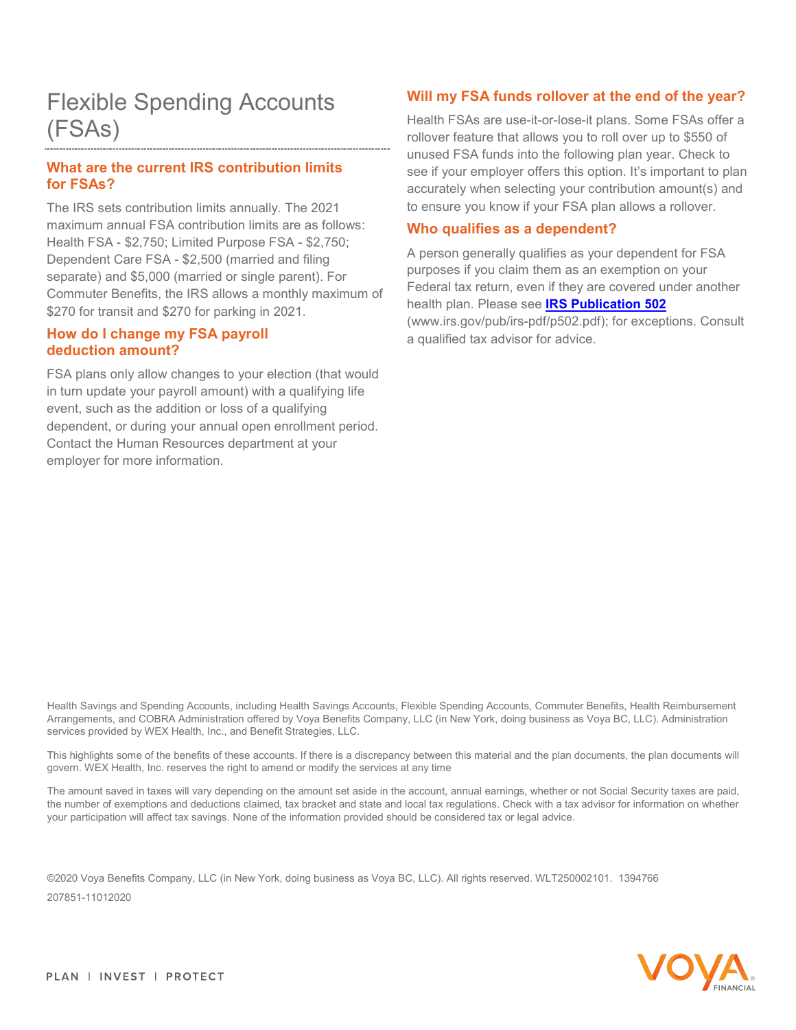# Flexible Spending Accounts (FSAs)

### What are the current IRS contribution limits for FSAs?

The IRS sets contribution limits annually. The 2021 maximum annual FSA contribution limits are as follows: Health FSA - $2,750; Limited Purpose FSA - $2,750; Dependent Care FSA - $2,500 (married and filing separate) and $5,000 (married or single parent). For Commuter Benefits, the IRS allows a monthly maximum of $270 for transit and $270 for parking in 2021.

### How do I change my FSA payroll deduction amount?

FSA plans only allow changes to your election (that would in turn update your payroll amount) with a qualifying life event, such as the addition or loss of a qualifying dependent, or during your annual open enrollment period. Contact the Human Resources department at your employer for more information.

### Will my FSA funds rollover at the end of the year?

Health FSAs are use-it-or-lose-it plans. Some FSAs offer a rollover feature that allows you to roll over up to $550 of unused FSA funds into the following plan year. Check to see if your employer offers this option. It's important to plan accurately when selecting your contribution amount(s) and to ensure you know if your FSA plan allows a rollover.

### Who qualifies as a dependent?

A person generally qualifies as your dependent for FSA purposes if you claim them as an exemption on your Federal tax return, even if they are covered under another health plan. Please see **IRS Publication 502** (www.irs.gov/pub/irs-pdf/p502.pdf); for exceptions. Consult a qualified tax advisor for advice.

Health Savings and Spending Accounts, including Health Savings Accounts, Flexible Spending Accounts, Commuter Benefits, Health Reimbursement Arrangements, and COBRA Administration offered by Voya Benefits Company, LLC (in New York, doing business as Voya BC, LLC). Administration services provided by WEX Health, Inc., and Benefit Strategies, LLC.

This highlights some of the benefits of these accounts. If there is a discrepancy between this material and the plan documents, the plan documents will govern. WEX Health, Inc. reserves the right to amend or modify the services at any time

The amount saved in taxes will vary depending on the amount set aside in the account, annual earnings, whether or not Social Security taxes are paid, the number of exemptions and deductions claimed, tax bracket and state and local tax regulations. Check with a tax advisor for information on whether your participation will affect tax savings. None of the information provided should be considered tax or legal advice.

©2020 Voya Benefits Company, LLC (in New York, doing business as Voya BC, LLC). All rights reserved. WLT250002101. 1394766

207851-11012020

PLAN | INVEST | PROTECT

VOYA FINANCIAL